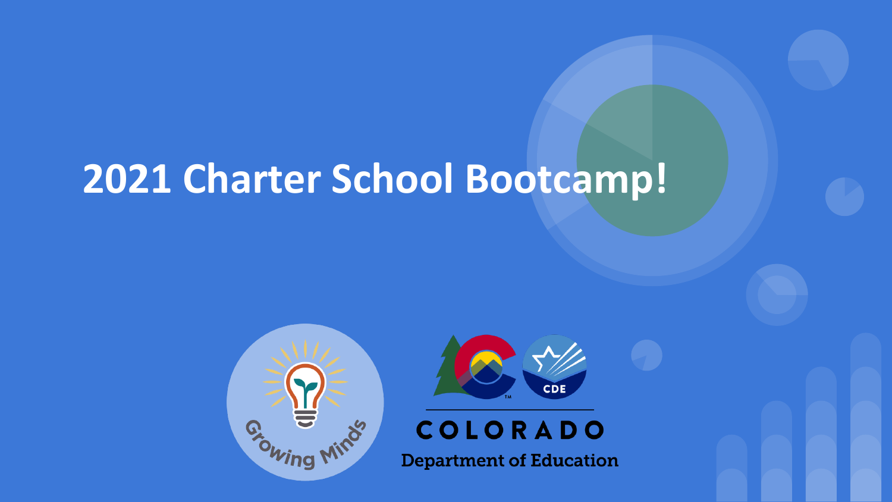# 2021 Charter School Bootcamp!

Growing Minds

COLORADO
Department of Education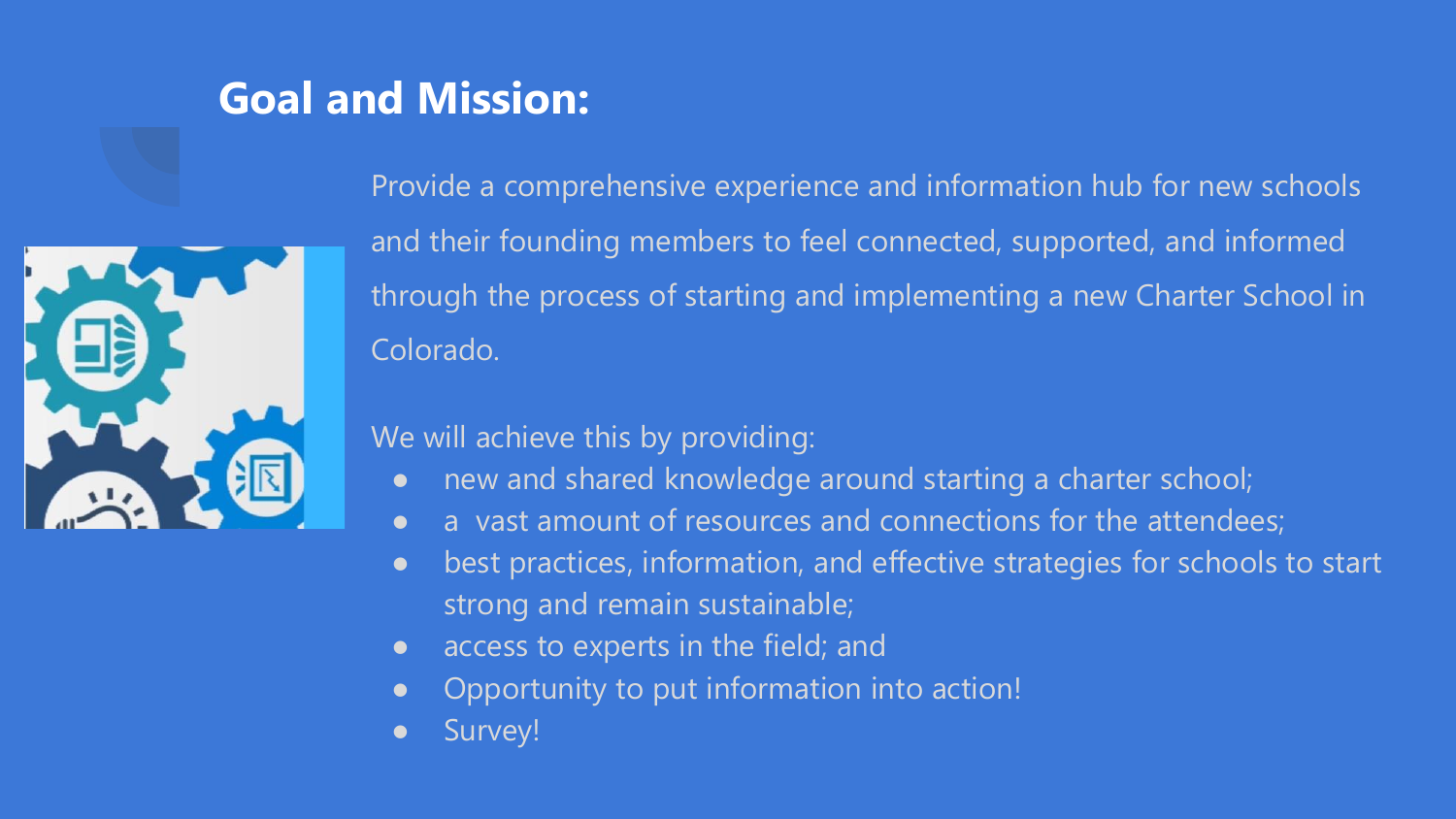# Goal and Mission:

Provide a comprehensive experience and information hub for new schools and their founding members to feel connected, supported, and informed through the process of starting and implementing a new Charter School in Colorado.

We will achieve this by providing:

- new and shared knowledge around starting a charter school;
- a  vast amount of resources and connections for the attendees;
- best practices, information, and effective strategies for schools to start strong and remain sustainable;
- access to experts in the field; and
- Opportunity to put information into action!
- Survey!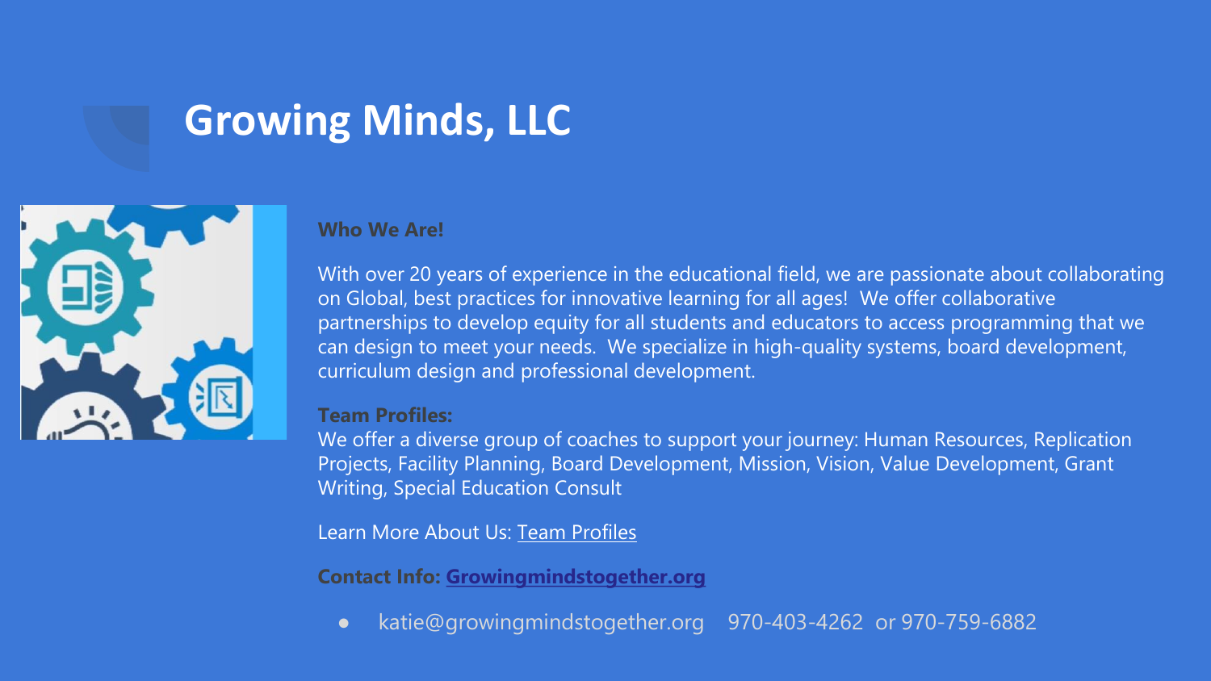# Growing Minds, LLC

**Who We Are!**

With over 20 years of experience in the educational field, we are passionate about collaborating on Global, best practices for innovative learning for all ages! We offer collaborative partnerships to develop equity for all students and educators to access programming that we can design to meet your needs. We specialize in high-quality systems, board development, curriculum design and professional development.

**Team Profiles:**

We offer a diverse group of coaches to support your journey: Human Resources, Replication Projects, Facility Planning, Board Development, Mission, Vision, Value Development, Grant Writing, Special Education Consult

Learn More About Us: Team Profiles

**Contact Info: Growingmindstogether.org**

- katie@growingmindstogether.org 970-403-4262 or 970-759-6882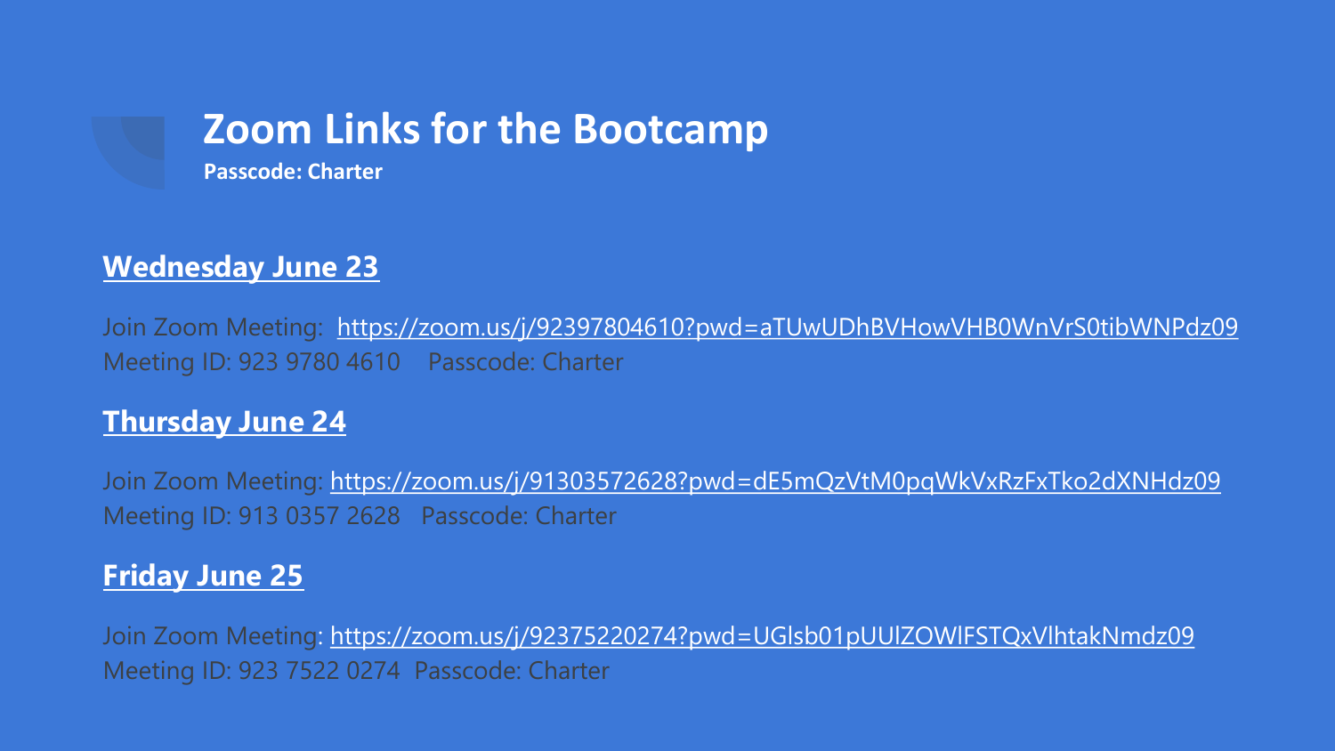# Zoom Links for the Bootcamp

**Passcode: Charter**

## Wednesday June 23

Join Zoom Meeting: https://zoom.us/j/92397804610?pwd=aTUwUDhBVHowVHB0WnVrS0tibWNPdz09
Meeting ID: 923 9780 4610 Passcode: Charter

## Thursday June 24

Join Zoom Meeting: https://zoom.us/j/91303572628?pwd=dE5mQzVtM0pqWkVxRzFxTko2dXNHdz09
Meeting ID: 913 0357 2628 Passcode: Charter

## Friday June 25

Join Zoom Meeting: https://zoom.us/j/92375220274?pwd=UGlsb01pUUlZOWlFSTQxVlhtakNmdz09
Meeting ID: 923 7522 0274 Passcode: Charter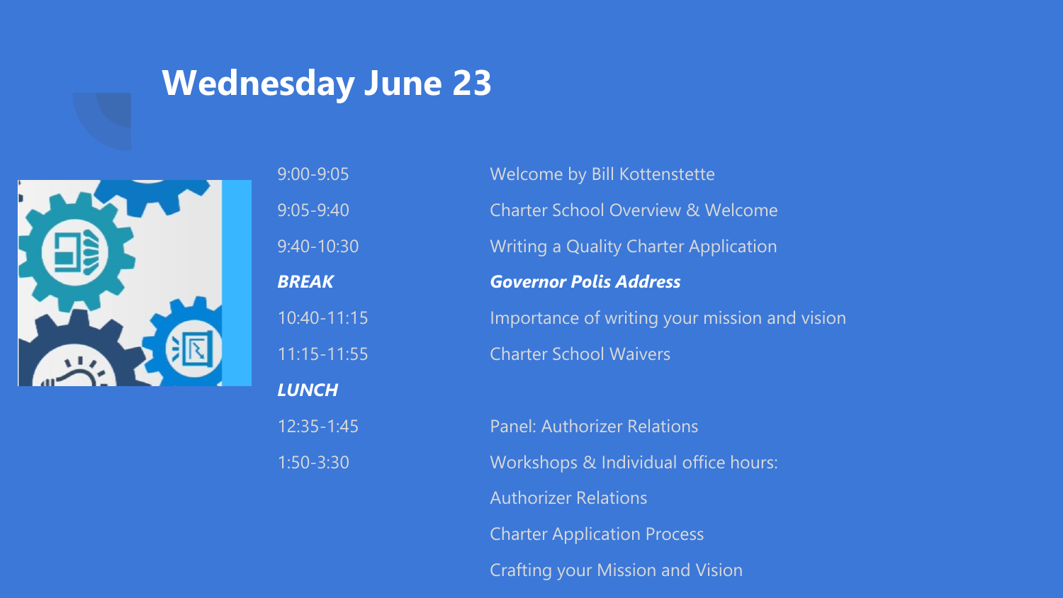# Wednesday June 23

| | |
|---|---|
| 9:00-9:05 | Welcome by Bill Kottenstette |
| 9:05-9:40 | Charter School Overview & Welcome |
| 9:40-10:30 | Writing a Quality Charter Application |
| ***BREAK*** | ***Governor Polis Address*** |
| 10:40-11:15 | Importance of writing your mission and vision |
| 11:15-11:55 | Charter School Waivers |
| ***LUNCH*** | |
| 12:35-1:45 | Panel: Authorizer Relations |
| 1:50-3:30 | Workshops & Individual office hours: |
| | Authorizer Relations |
| | Charter Application Process |
| | Crafting your Mission and Vision |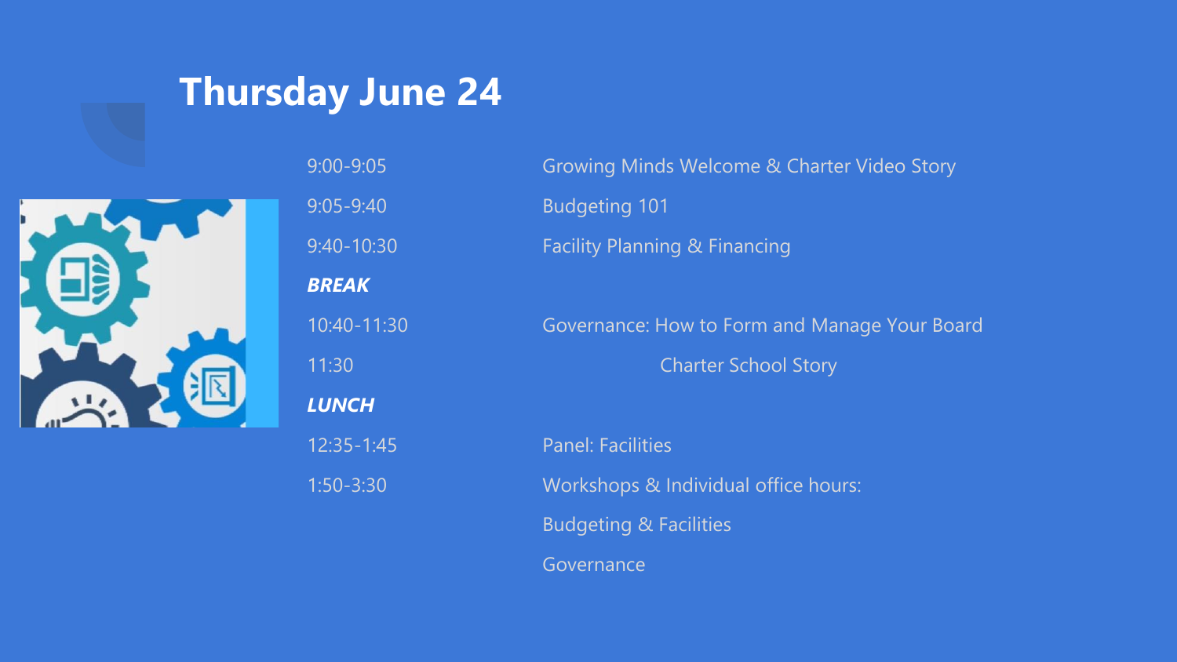# Thursday June 24

| | |
|---|---|
| 9:00-9:05 | Growing Minds Welcome & Charter Video Story |
| 9:05-9:40 | Budgeting 101 |
| 9:40-10:30 | Facility Planning & Financing |
| ***BREAK*** | |
| 10:40-11:30 | Governance: How to Form and Manage Your Board |
| 11:30 | Charter School Story |
| ***LUNCH*** | |
| 12:35-1:45 | Panel: Facilities |
| 1:50-3:30 | Workshops & Individual office hours: |
| | Budgeting & Facilities |
| | Governance |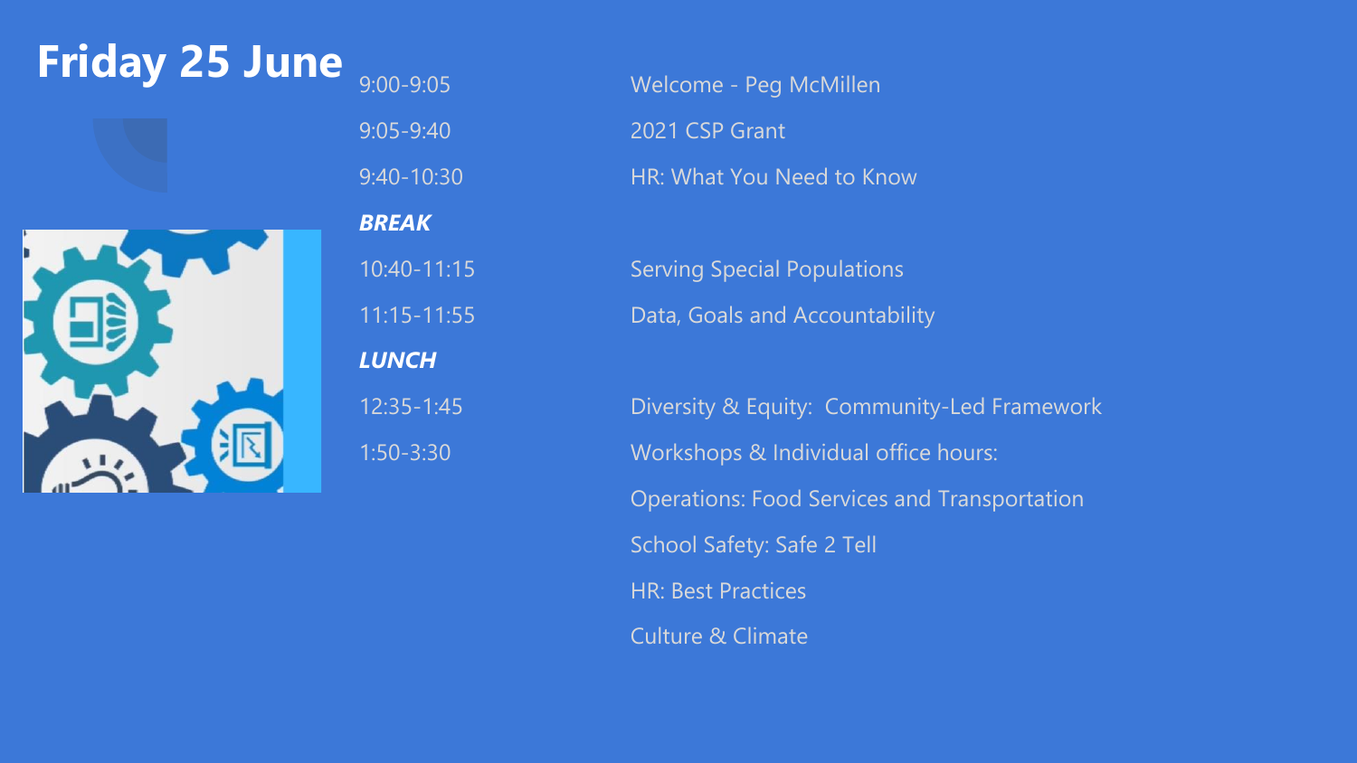# Friday 25 June

| | |
|---|---|
| 9:00-9:05 | Welcome - Peg McMillen |
| 9:05-9:40 | 2021 CSP Grant |
| 9:40-10:30 | HR: What You Need to Know |
| ***BREAK*** | |
| 10:40-11:15 | Serving Special Populations |
| 11:15-11:55 | Data, Goals and Accountability |
| ***LUNCH*** | |
| 12:35-1:45 | Diversity & Equity: Community-Led Framework |
| 1:50-3:30 | Workshops & Individual office hours: |
| | Operations: Food Services and Transportation |
| | School Safety: Safe 2 Tell |
| | HR: Best Practices |
| | Culture & Climate |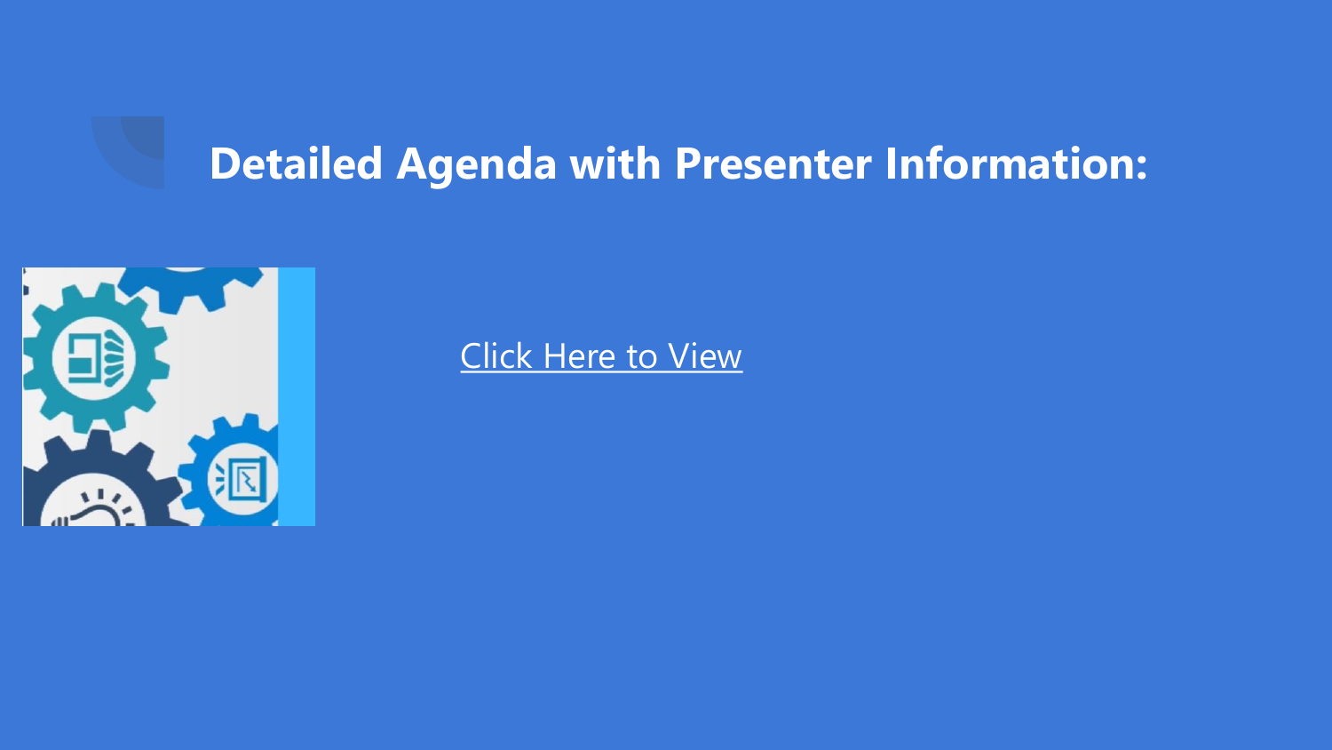# Detailed Agenda with Presenter Information:

Click Here to View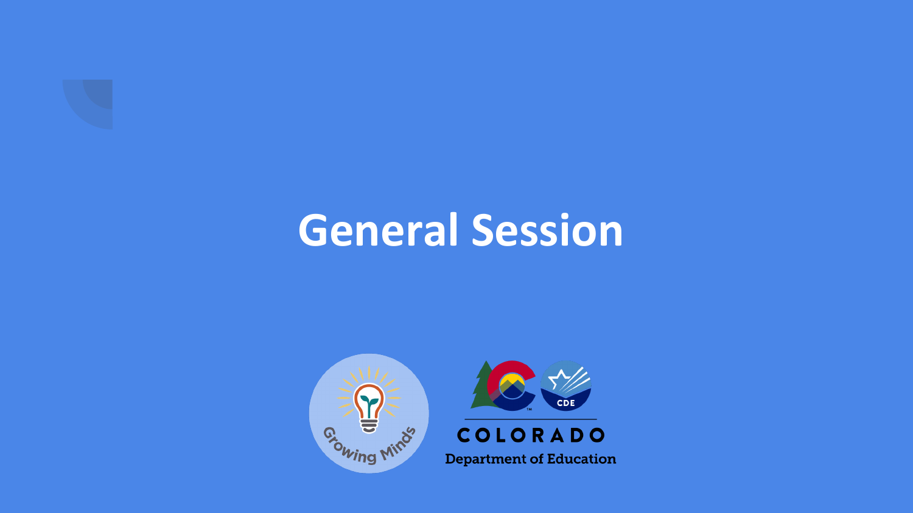# General Session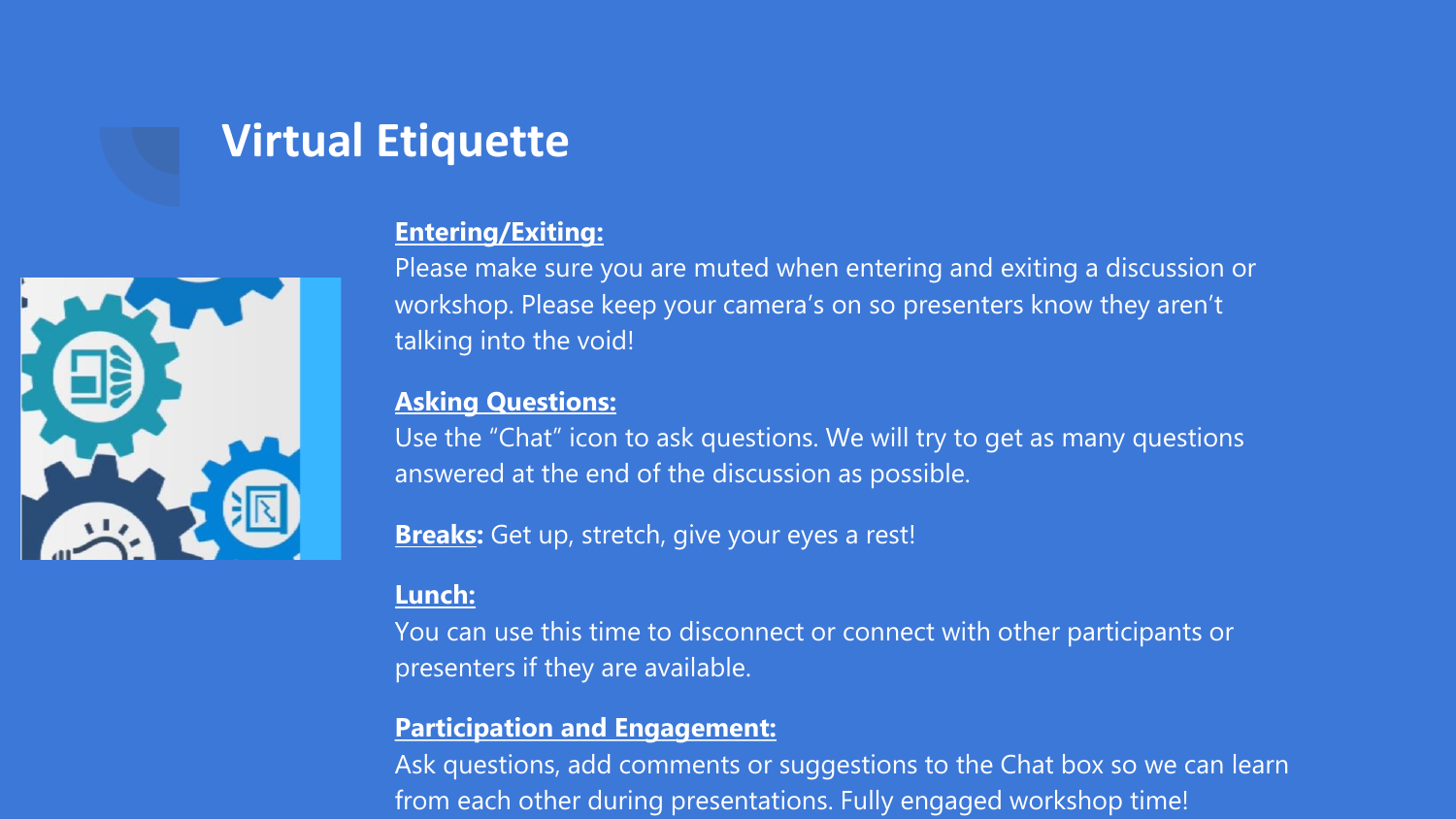# Virtual Etiquette

**Entering/Exiting:**
Please make sure you are muted when entering and exiting a discussion or workshop. Please keep your camera's on so presenters know they aren't talking into the void!

**Asking Questions:**
Use the "Chat" icon to ask questions. We will try to get as many questions answered at the end of the discussion as possible.

**Breaks:** Get up, stretch, give your eyes a rest!

**Lunch:**
You can use this time to disconnect or connect with other participants or presenters if they are available.

**Participation and Engagement:**
Ask questions, add comments or suggestions to the Chat box so we can learn from each other during presentations. Fully engaged workshop time!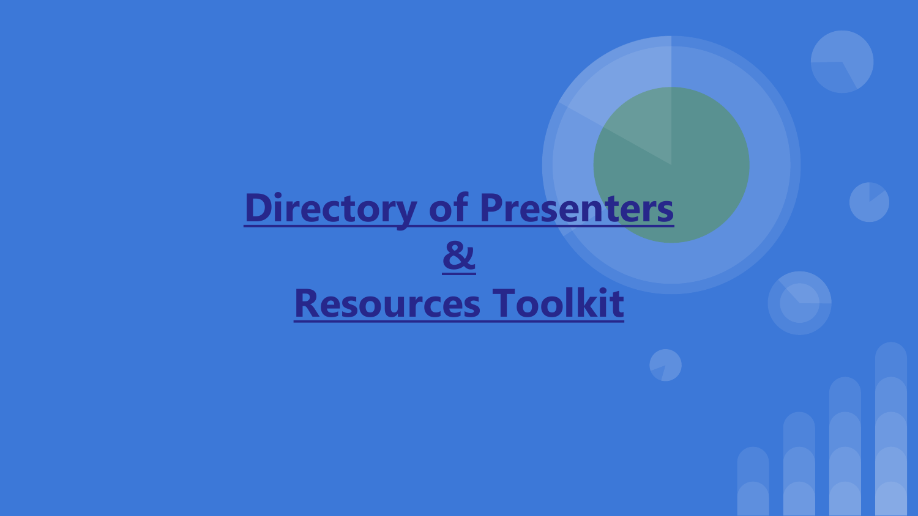# Directory of Presenters & Resources Toolkit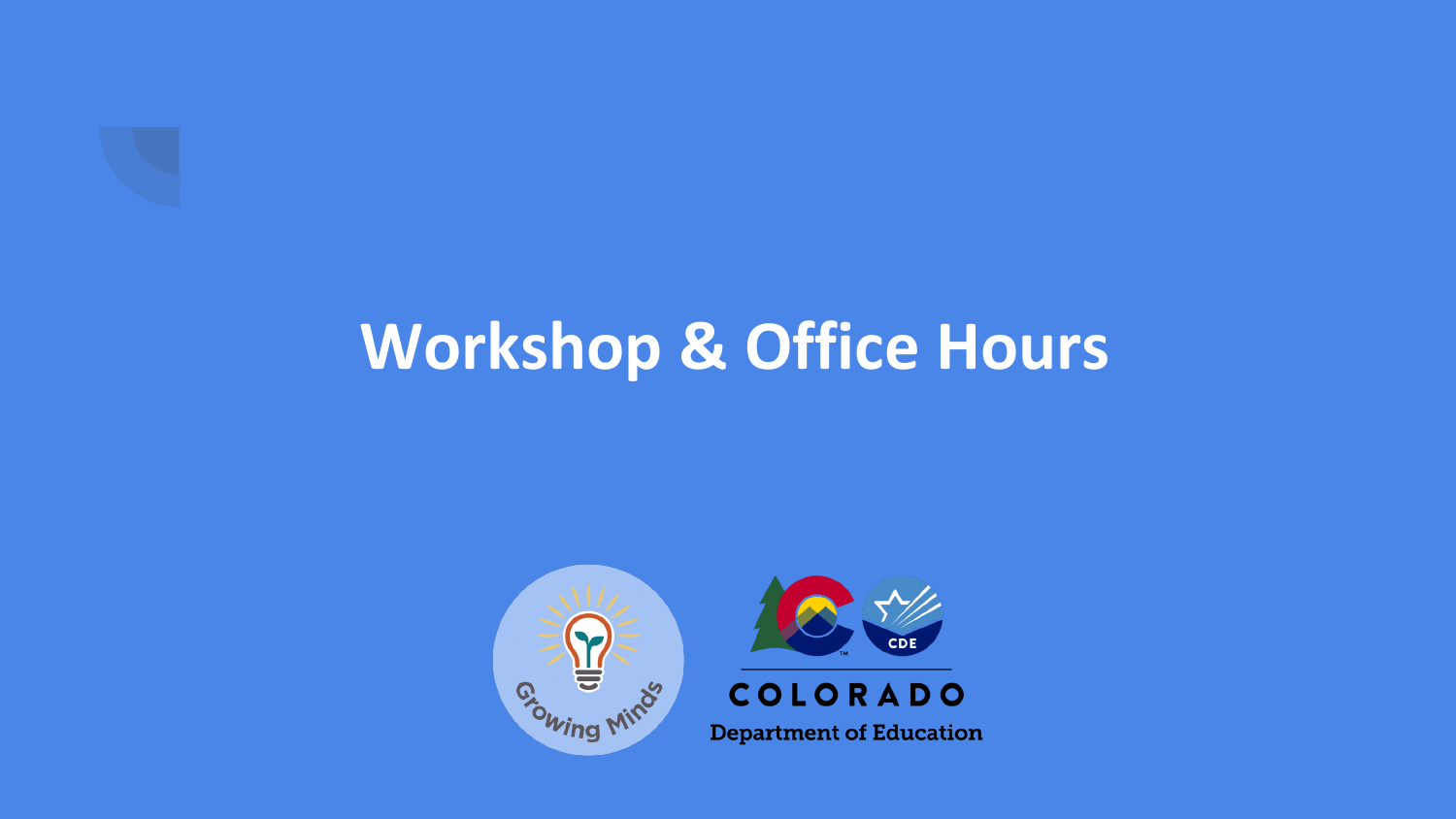# Workshop & Office Hours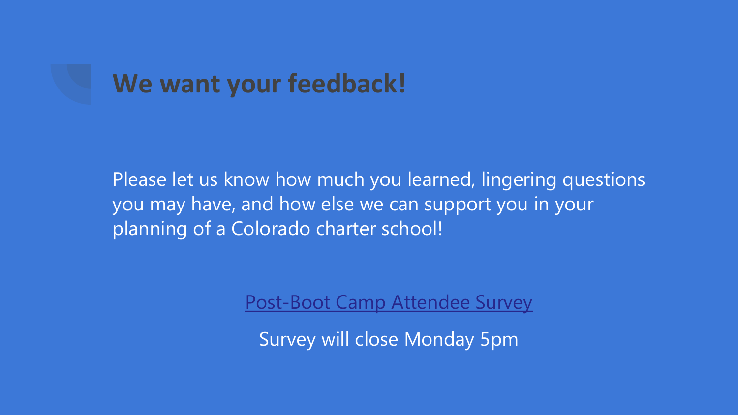# We want your feedback!

Please let us know how much you learned, lingering questions you may have, and how else we can support you in your planning of a Colorado charter school!

Post-Boot Camp Attendee Survey

Survey will close Monday 5pm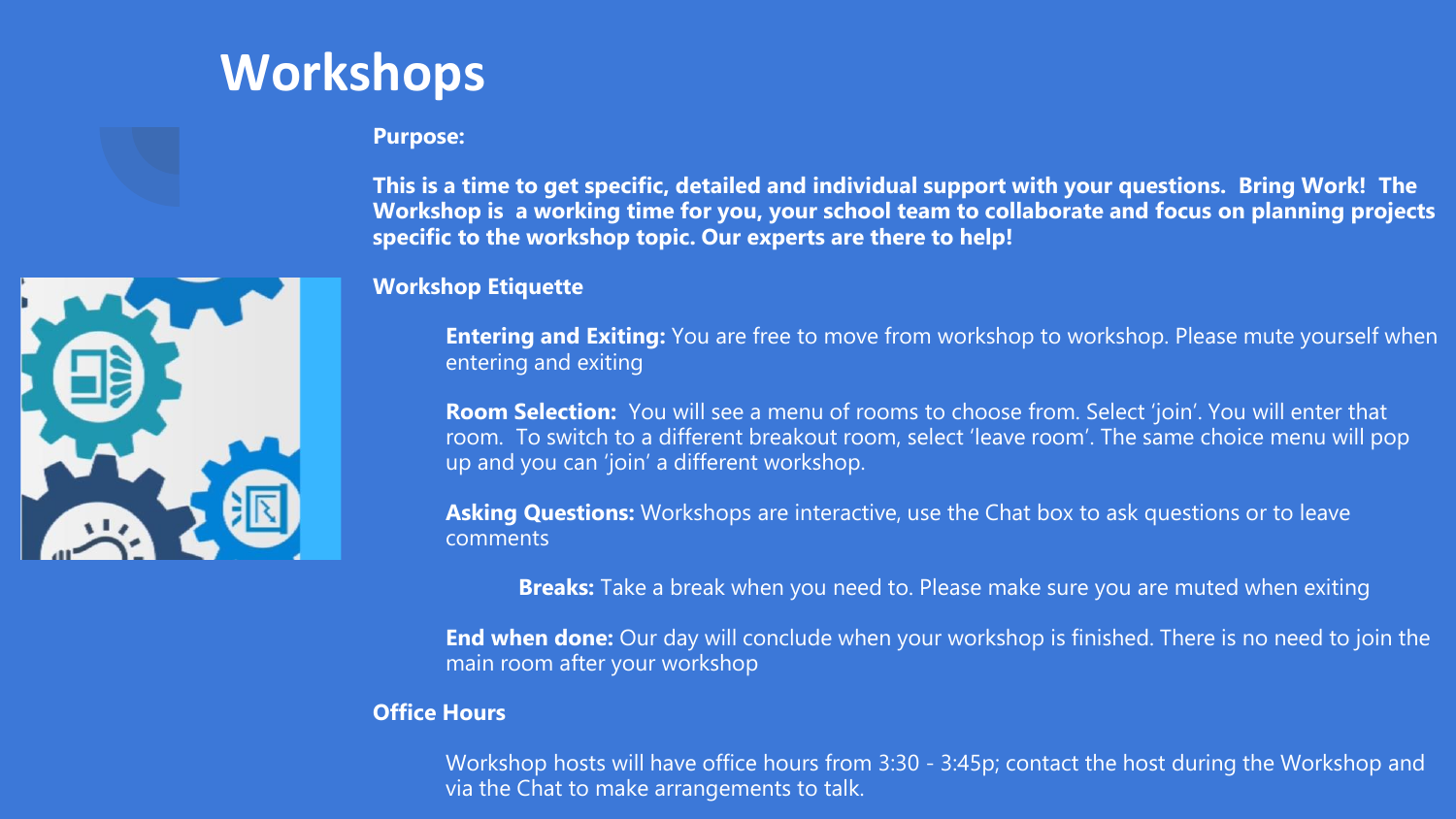# Workshops

**Purpose:**

**This is a time to get specific, detailed and individual support with your questions. Bring Work! The Workshop is a working time for you, your school team to collaborate and focus on planning projects specific to the workshop topic. Our experts are there to help!**

**Workshop Etiquette**

**Entering and Exiting:** You are free to move from workshop to workshop. Please mute yourself when entering and exiting

**Room Selection:** You will see a menu of rooms to choose from. Select 'join'. You will enter that room. To switch to a different breakout room, select 'leave room'. The same choice menu will pop up and you can 'join' a different workshop.

**Asking Questions:** Workshops are interactive, use the Chat box to ask questions or to leave comments

**Breaks:** Take a break when you need to. Please make sure you are muted when exiting

**End when done:** Our day will conclude when your workshop is finished. There is no need to join the main room after your workshop

**Office Hours**

Workshop hosts will have office hours from 3:30 - 3:45p; contact the host during the Workshop and via the Chat to make arrangements to talk.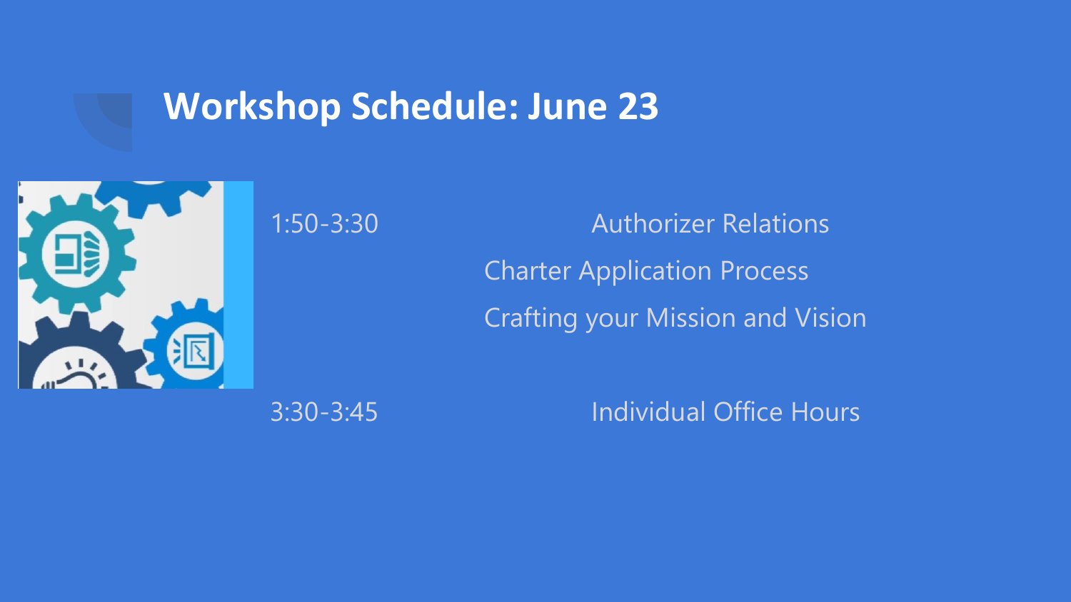# Workshop Schedule: June 23

| | |
|---|---|
| 1:50-3:30 | Authorizer Relations<br>Charter Application Process<br>Crafting your Mission and Vision |
| 3:30-3:45 | Individual Office Hours |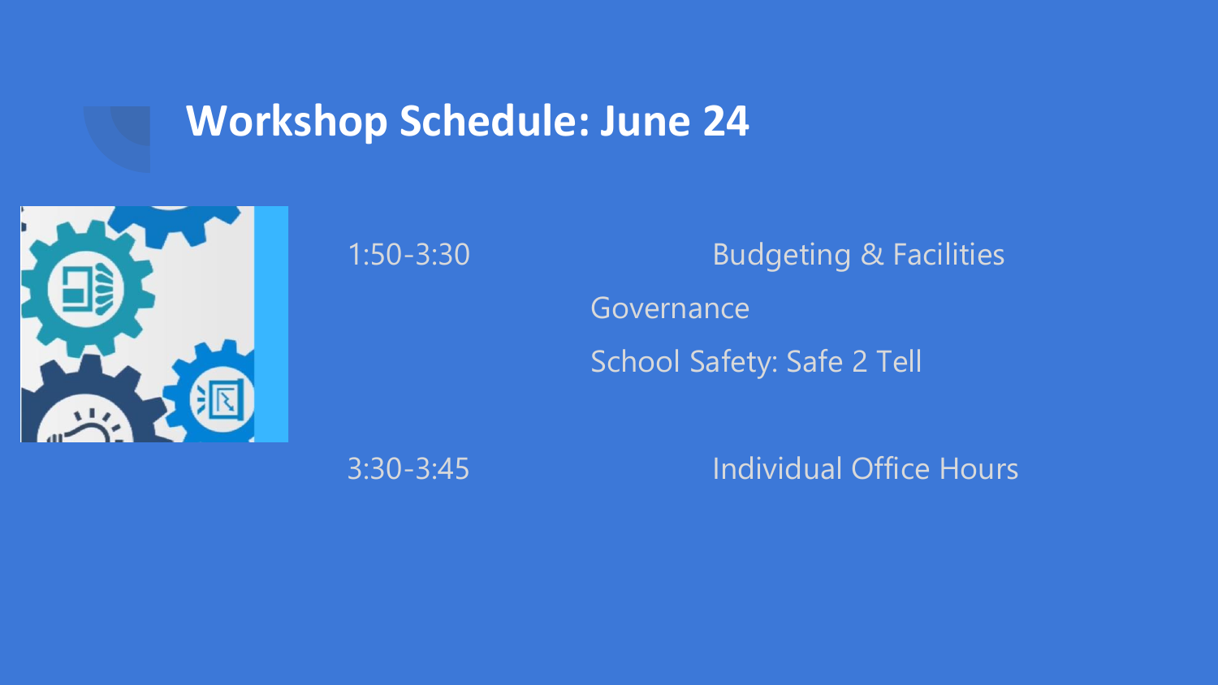# Workshop Schedule: June 24

| | |
|---|---|
| 1:50-3:30 | Budgeting & Facilities |
| | Governance |
| | School Safety: Safe 2 Tell |
| 3:30-3:45 | Individual Office Hours |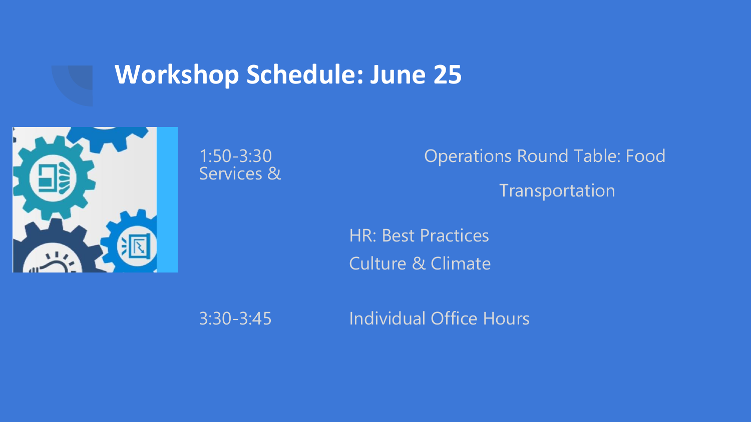# Workshop Schedule: June 25

1:50-3:30 Services &

Operations Round Table: Food

Transportation

HR: Best Practices

Culture & Climate

3:30-3:45 Individual Office Hours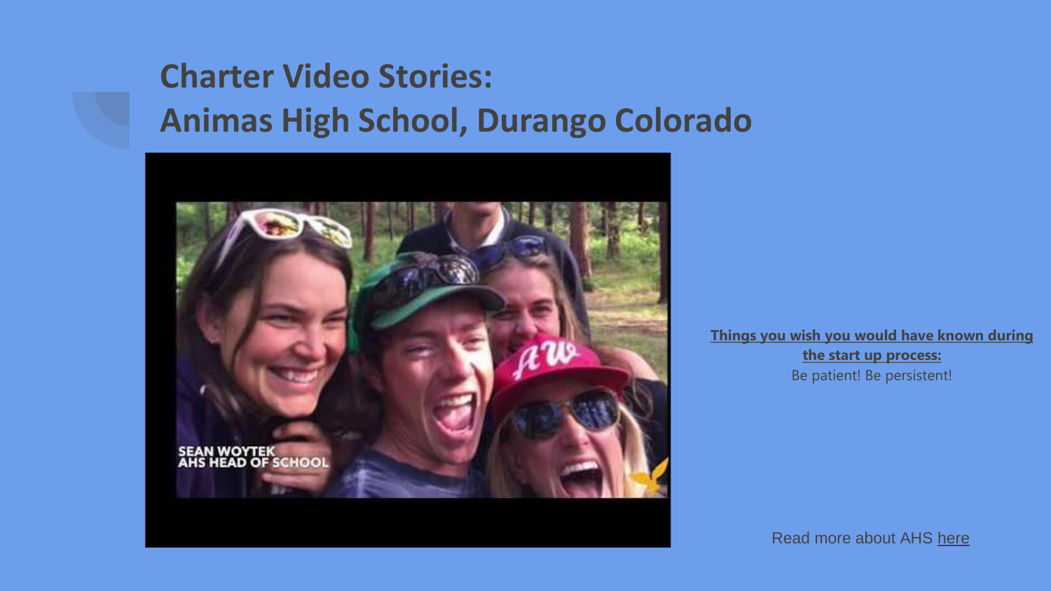# Charter Video Stories:
# Animas High School, Durango Colorado

**Things you wish you would have known during the start up process:**

Be patient! Be persistent!

Read more about AHS here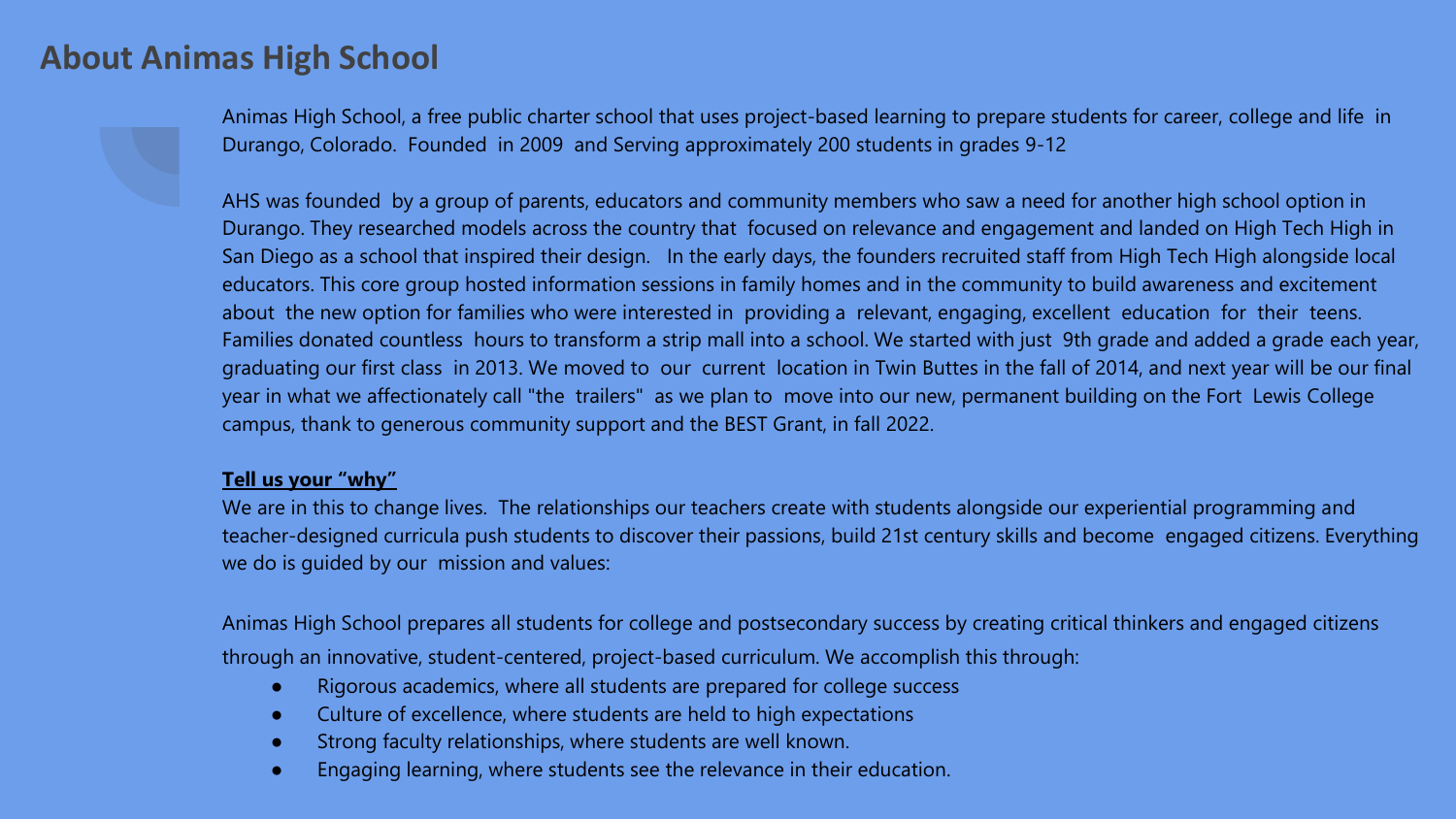## About Animas High School

Animas High School, a free public charter school that uses project-based learning to prepare students for career, college and life in Durango, Colorado. Founded in 2009 and Serving approximately 200 students in grades 9-12

AHS was founded by a group of parents, educators and community members who saw a need for another high school option in Durango. They researched models across the country that focused on relevance and engagement and landed on High Tech High in San Diego as a school that inspired their design. In the early days, the founders recruited staff from High Tech High alongside local educators. This core group hosted information sessions in family homes and in the community to build awareness and excitement about the new option for families who were interested in providing a relevant, engaging, excellent education for their teens. Families donated countless hours to transform a strip mall into a school. We started with just 9th grade and added a grade each year, graduating our first class in 2013. We moved to our current location in Twin Buttes in the fall of 2014, and next year will be our final year in what we affectionately call "the trailers" as we plan to move into our new, permanent building on the Fort Lewis College campus, thank to generous community support and the BEST Grant, in fall 2022.

**Tell us your "why"**

We are in this to change lives. The relationships our teachers create with students alongside our experiential programming and teacher-designed curricula push students to discover their passions, build 21st century skills and become engaged citizens. Everything we do is guided by our mission and values:

Animas High School prepares all students for college and postsecondary success by creating critical thinkers and engaged citizens through an innovative, student-centered, project-based curriculum. We accomplish this through:

- Rigorous academics, where all students are prepared for college success
- Culture of excellence, where students are held to high expectations
- Strong faculty relationships, where students are well known.
- Engaging learning, where students see the relevance in their education.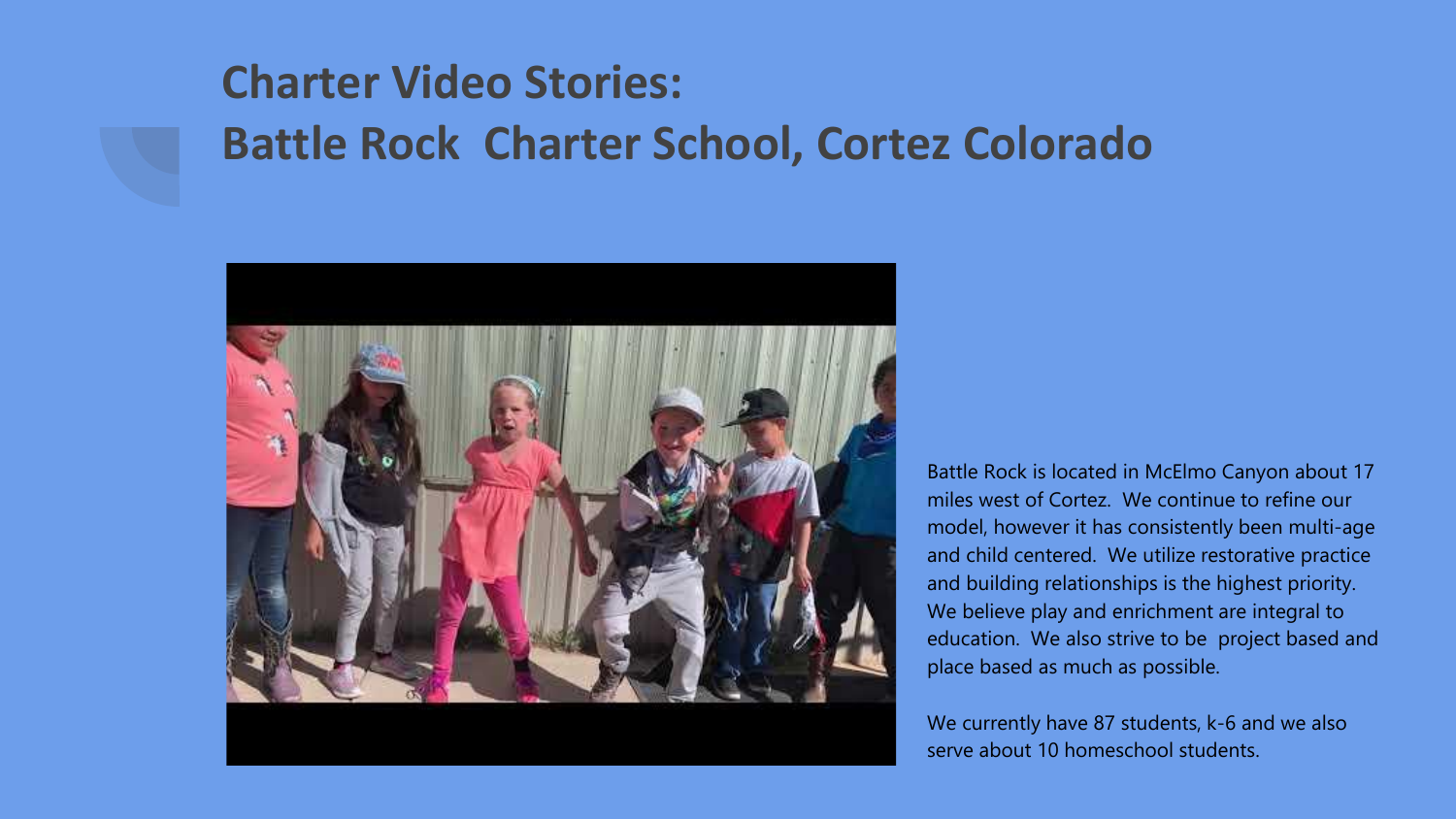# Charter Video Stories:
# Battle Rock  Charter School, Cortez Colorado

Battle Rock is located in McElmo Canyon about 17 miles west of Cortez.  We continue to refine our model, however it has consistently been multi-age and child centered.  We utilize restorative practice and building relationships is the highest priority.  We believe play and enrichment are integral to education.  We also strive to be  project based and place based as much as possible.

We currently have 87 students, k-6 and we also serve about 10 homeschool students.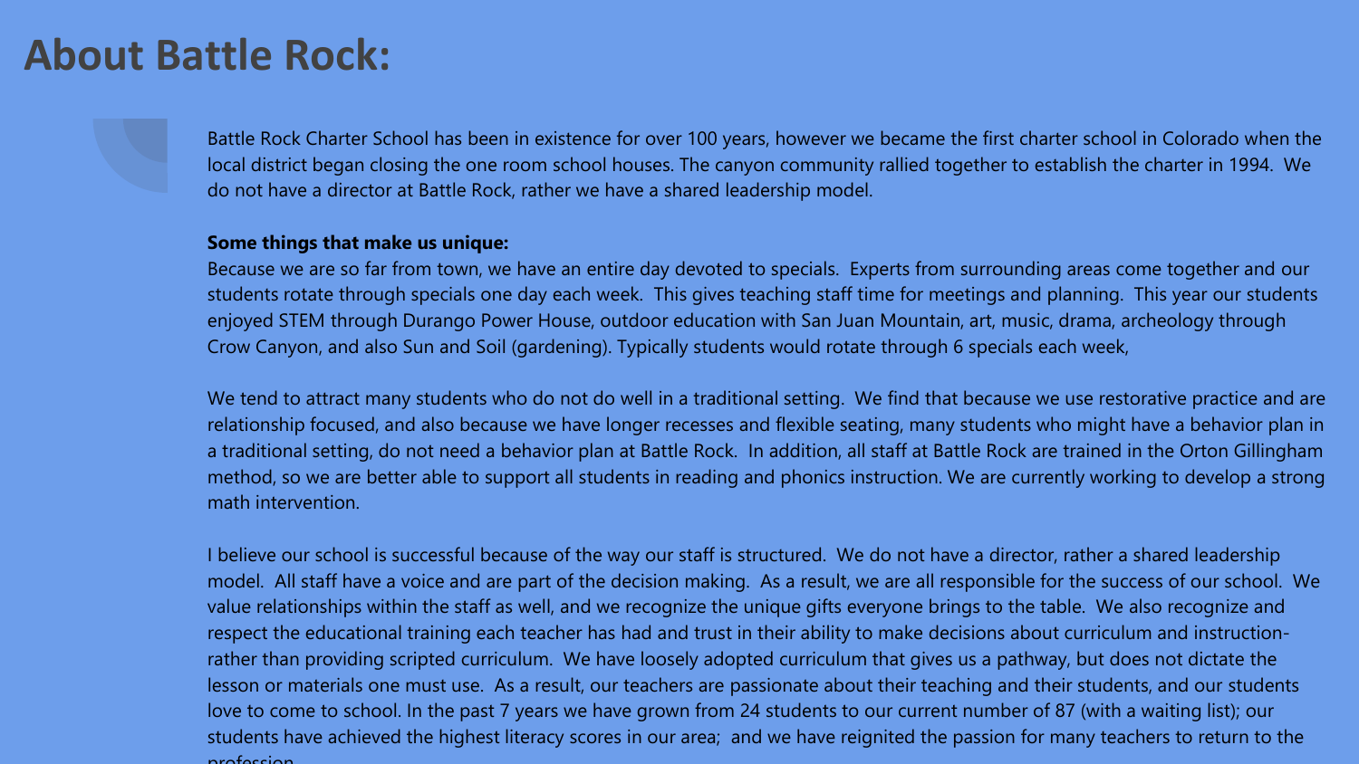# About Battle Rock:

Battle Rock Charter School has been in existence for over 100 years, however we became the first charter school in Colorado when the local district began closing the one room school houses. The canyon community rallied together to establish the charter in 1994. We do not have a director at Battle Rock, rather we have a shared leadership model.

**Some things that make us unique:**
Because we are so far from town, we have an entire day devoted to specials. Experts from surrounding areas come together and our students rotate through specials one day each week. This gives teaching staff time for meetings and planning. This year our students enjoyed STEM through Durango Power House, outdoor education with San Juan Mountain, art, music, drama, archeology through Crow Canyon, and also Sun and Soil (gardening). Typically students would rotate through 6 specials each week,

We tend to attract many students who do not do well in a traditional setting. We find that because we use restorative practice and are relationship focused, and also because we have longer recesses and flexible seating, many students who might have a behavior plan in a traditional setting, do not need a behavior plan at Battle Rock. In addition, all staff at Battle Rock are trained in the Orton Gillingham method, so we are better able to support all students in reading and phonics instruction. We are currently working to develop a strong math intervention.

I believe our school is successful because of the way our staff is structured. We do not have a director, rather a shared leadership model. All staff have a voice and are part of the decision making. As a result, we are all responsible for the success of our school. We value relationships within the staff as well, and we recognize the unique gifts everyone brings to the table. We also recognize and respect the educational training each teacher has had and trust in their ability to make decisions about curriculum and instruction-rather than providing scripted curriculum. We have loosely adopted curriculum that gives us a pathway, but does not dictate the lesson or materials one must use. As a result, our teachers are passionate about their teaching and their students, and our students love to come to school. In the past 7 years we have grown from 24 students to our current number of 87 (with a waiting list); our students have achieved the highest literacy scores in our area; and we have reignited the passion for many teachers to return to the profession.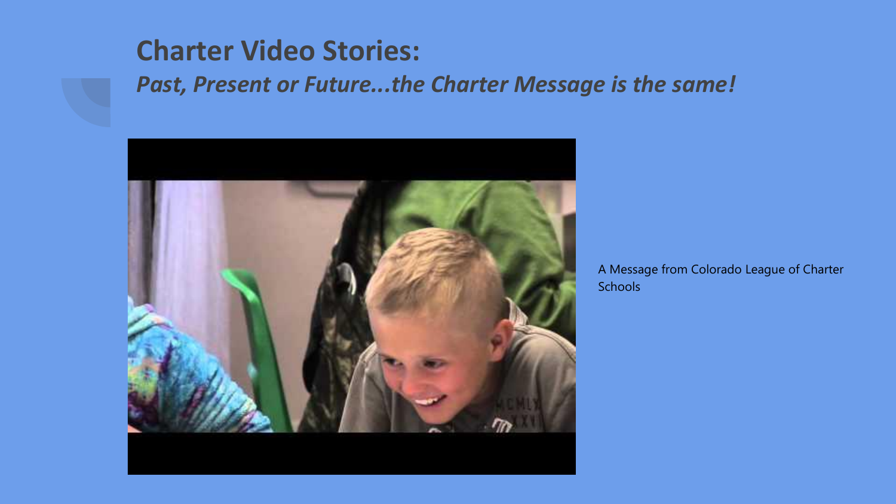# Charter Video Stories:

## *Past, Present or Future…the Charter Message is the same!*

A Message from Colorado League of Charter Schools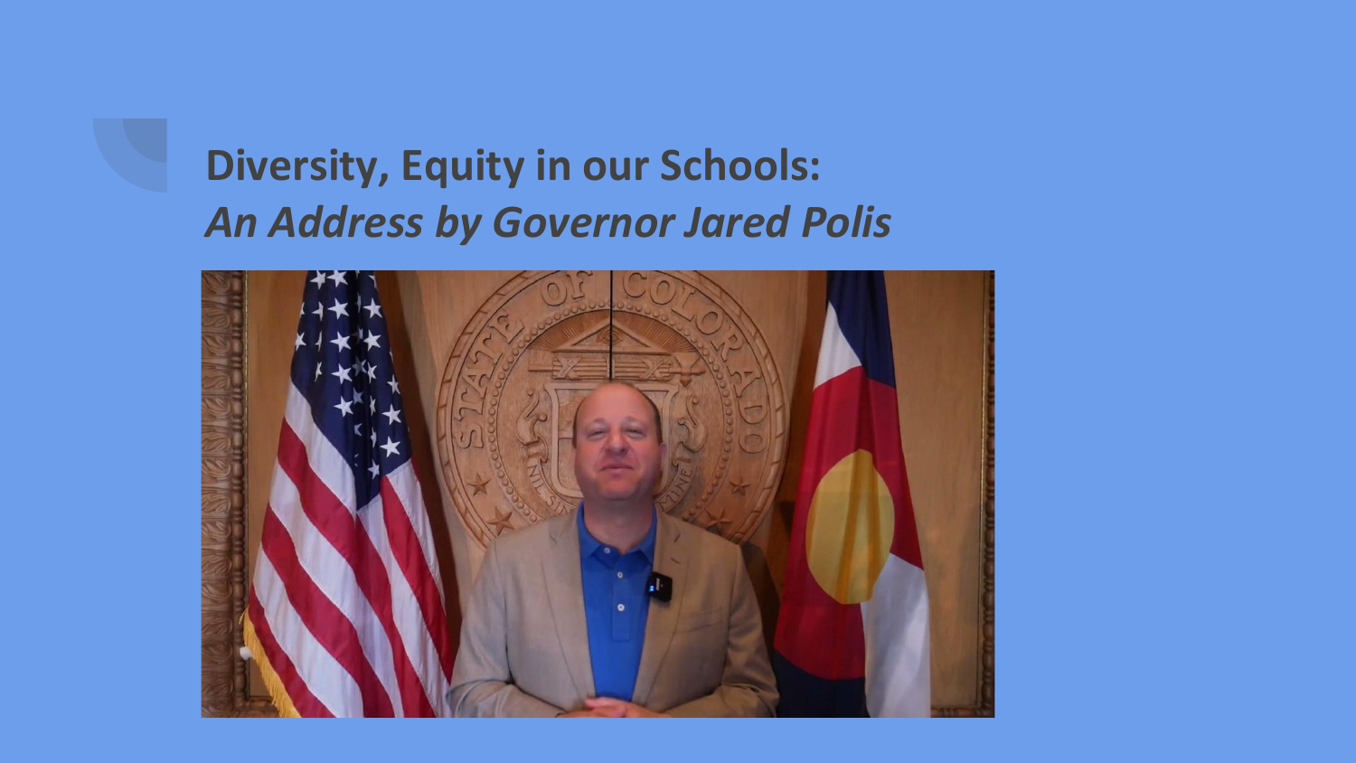## Diversity, Equity in our Schools:
## *An Address by Governor Jared Polis*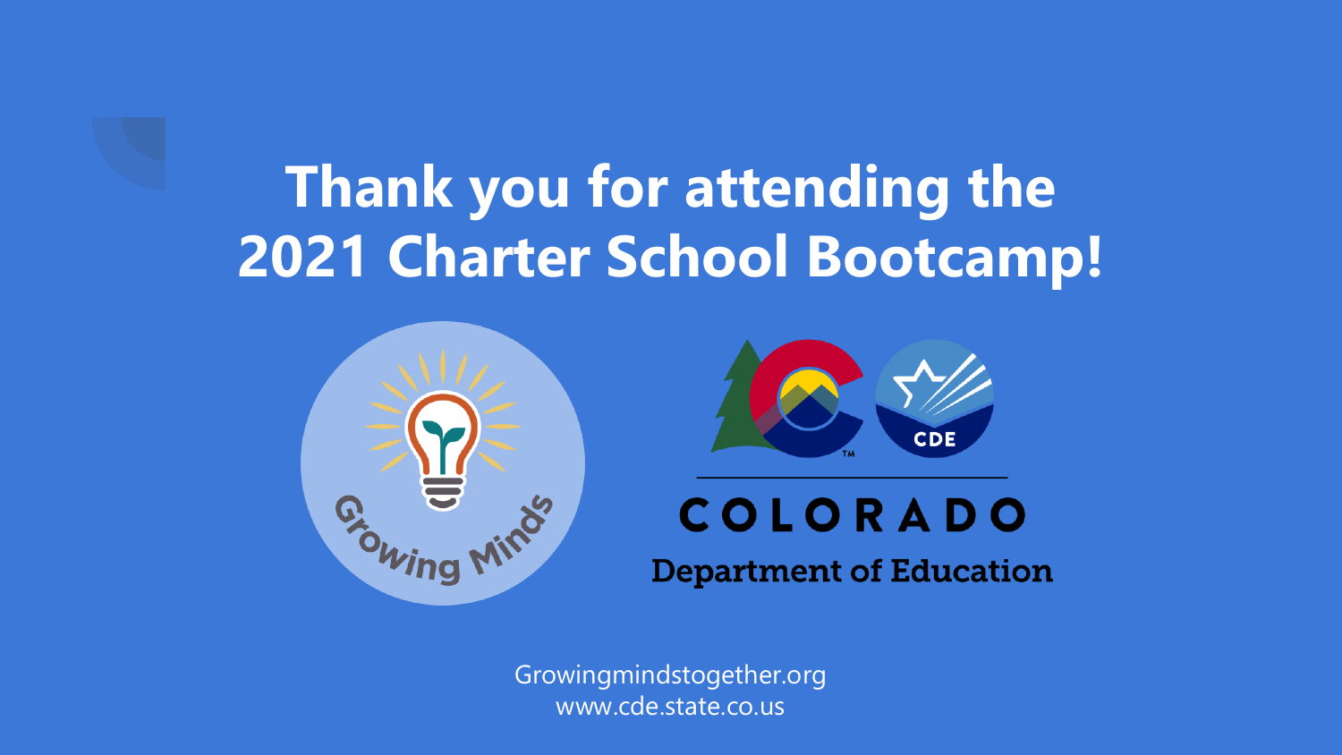# Thank you for attending the 2021 Charter School Bootcamp!

Growingmindstogether.org
www.cde.state.co.us